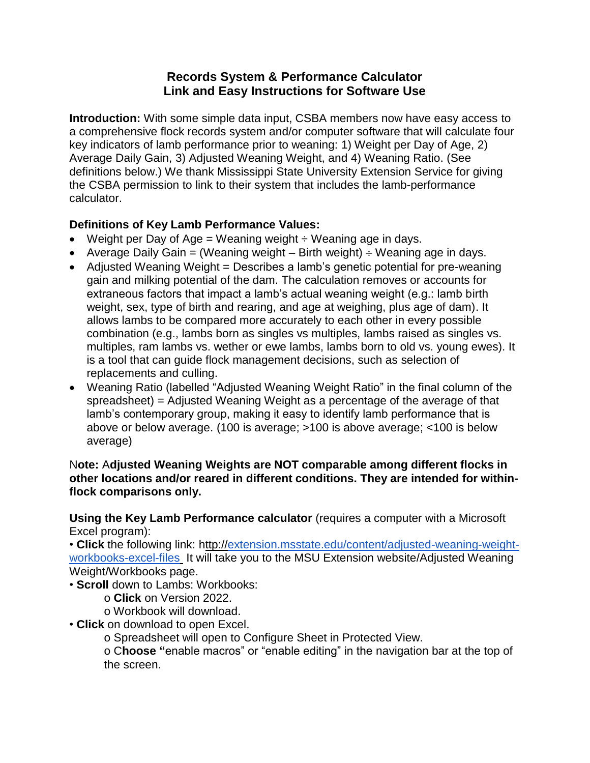# Records System & Performance Calculator
## Link and Easy Instructions for Software Use

**Introduction:** With some simple data input, CSBA members now have easy access to a comprehensive flock records system and/or computer software that will calculate four key indicators of lamb performance prior to weaning: 1) Weight per Day of Age, 2) Average Daily Gain, 3) Adjusted Weaning Weight, and 4) Weaning Ratio. (See definitions below.) We thank Mississippi State University Extension Service for giving the CSBA permission to link to their system that includes the lamb-performance calculator.

**Definitions of Key Lamb Performance Values:**

- Weight per Day of Age = Weaning weight ÷ Weaning age in days.
- Average Daily Gain = (Weaning weight – Birth weight) ÷ Weaning age in days.
- Adjusted Weaning Weight = Describes a lamb's genetic potential for pre-weaning gain and milking potential of the dam. The calculation removes or accounts for extraneous factors that impact a lamb's actual weaning weight (e.g.: lamb birth weight, sex, type of birth and rearing, and age at weighing, plus age of dam). It allows lambs to be compared more accurately to each other in every possible combination (e.g., lambs born as singles vs multiples, lambs raised as singles vs. multiples, ram lambs vs. wether or ewe lambs, lambs born to old vs. young ewes). It is a tool that can guide flock management decisions, such as selection of replacements and culling.
- Weaning Ratio (labelled "Adjusted Weaning Weight Ratio" in the final column of the spreadsheet) = Adjusted Weaning Weight as a percentage of the average of that lamb's contemporary group, making it easy to identify lamb performance that is above or below average. (100 is average; >100 is above average; <100 is below average)

N**ote:** A**djusted Weaning Weights are NOT comparable among different flocks in other locations and/or reared in different conditions. They are intended for within-flock comparisons only.**

**Using the Key Lamb Performance calculator** (requires a computer with a Microsoft Excel program):

• **Click** the following link: http://extension.msstate.edu/content/adjusted-weaning-weight-workbooks-excel-files It will take you to the MSU Extension website/Adjusted Weaning Weight/Workbooks page.

• **Scroll** down to Lambs: Workbooks:

  o **Click** on Version 2022.

  o Workbook will download.

• **Click** on download to open Excel.

  o Spreadsheet will open to Configure Sheet in Protected View.

  o C**hoose "**enable macros" or "enable editing" in the navigation bar at the top of the screen.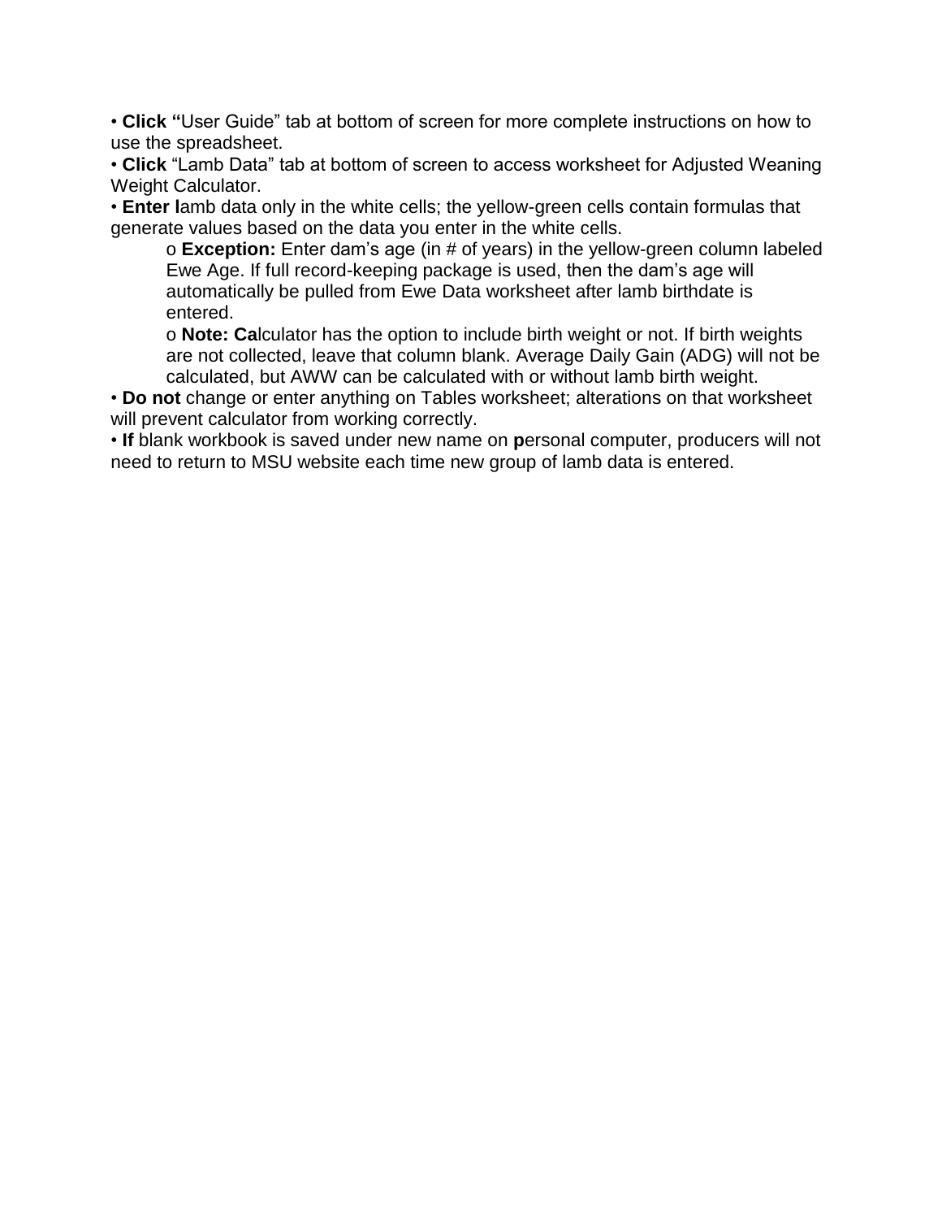- **Click "**User Guide" tab at bottom of screen for more complete instructions on how to use the spreadsheet.
- **Click** "Lamb Data" tab at bottom of screen to access worksheet for Adjusted Weaning Weight Calculator.
- **Enter l**amb data only in the white cells; the yellow-green cells contain formulas that generate values based on the data you enter in the white cells.
    - **Exception:** Enter dam's age (in # of years) in the yellow-green column labeled Ewe Age. If full record-keeping package is used, then the dam's age will automatically be pulled from Ewe Data worksheet after lamb birthdate is entered.
    - **Note: Ca**lculator has the option to include birth weight or not. If birth weights are not collected, leave that column blank. Average Daily Gain (ADG) will not be calculated, but AWW can be calculated with or without lamb birth weight.
- **Do not** change or enter anything on Tables worksheet; alterations on that worksheet will prevent calculator from working correctly.
- **If** blank workbook is saved under new name on **p**ersonal computer, producers will not need to return to MSU website each time new group of lamb data is entered.